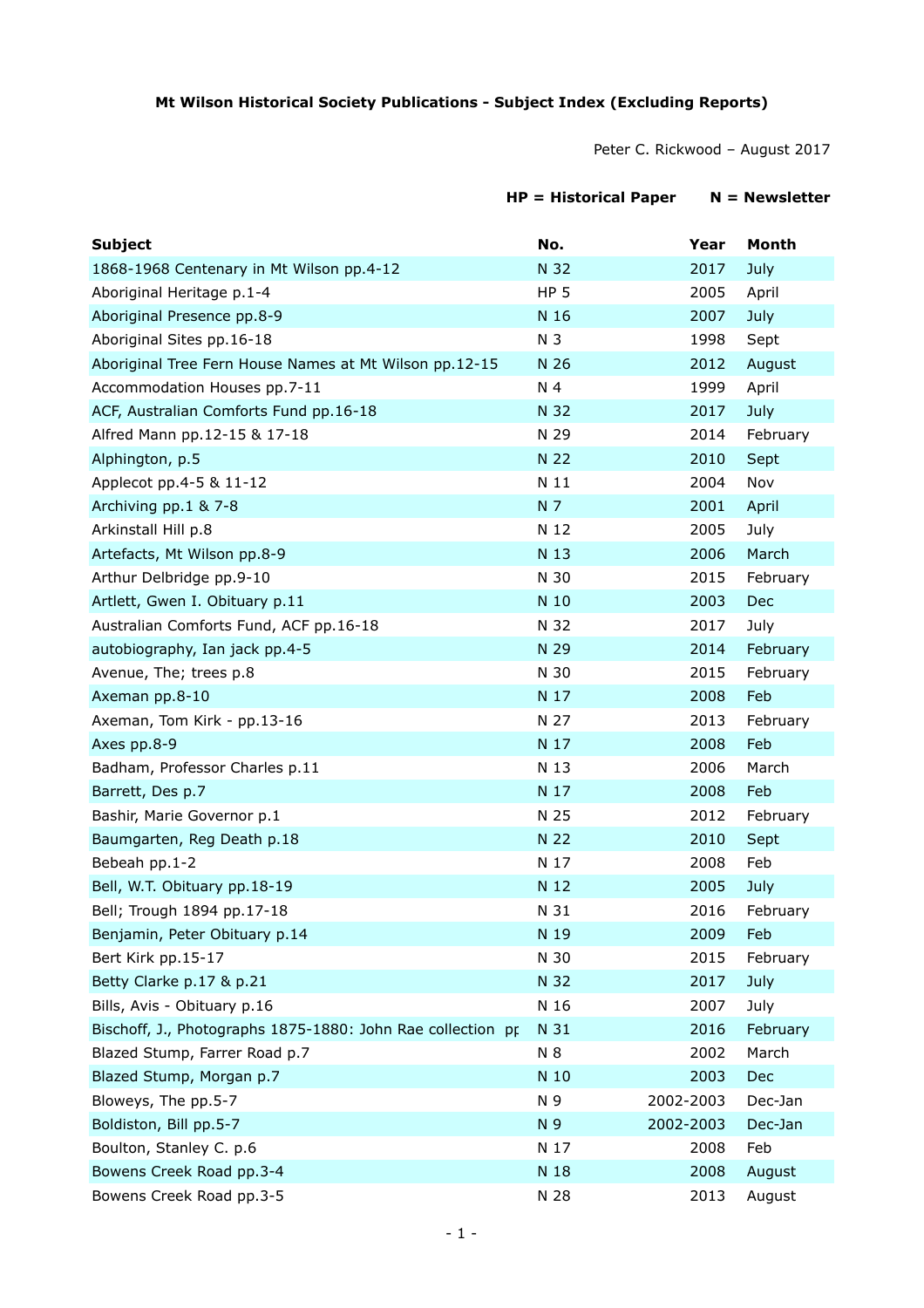**Mt Wilson Historical Society Publications - Subject Index (Excluding Reports)**

Peter C. Rickwood – August 2017

**HP = Historical Paper** **N = Newsletter**

| Subject | No. | Year | Month |
|---|---|---|---|
| 1868-1968 Centenary in Mt Wilson pp.4-12 | N 32 | 2017 | July |
| Aboriginal Heritage p.1-4 | HP 5 | 2005 | April |
| Aboriginal Presence pp.8-9 | N 16 | 2007 | July |
| Aboriginal Sites pp.16-18 | N 3 | 1998 | Sept |
| Aboriginal Tree Fern House Names at Mt Wilson pp.12-15 | N 26 | 2012 | August |
| Accommodation Houses pp.7-11 | N 4 | 1999 | April |
| ACF, Australian Comforts Fund pp.16-18 | N 32 | 2017 | July |
| Alfred Mann pp.12-15 & 17-18 | N 29 | 2014 | February |
| Alphington, p.5 | N 22 | 2010 | Sept |
| Applecot pp.4-5 & 11-12 | N 11 | 2004 | Nov |
| Archiving pp.1 & 7-8 | N 7 | 2001 | April |
| Arkinstall Hill p.8 | N 12 | 2005 | July |
| Artefacts, Mt Wilson pp.8-9 | N 13 | 2006 | March |
| Arthur Delbridge pp.9-10 | N 30 | 2015 | February |
| Artlett, Gwen I. Obituary p.11 | N 10 | 2003 | Dec |
| Australian Comforts Fund, ACF pp.16-18 | N 32 | 2017 | July |
| autobiography, Ian jack pp.4-5 | N 29 | 2014 | February |
| Avenue, The; trees p.8 | N 30 | 2015 | February |
| Axeman pp.8-10 | N 17 | 2008 | Feb |
| Axeman, Tom Kirk - pp.13-16 | N 27 | 2013 | February |
| Axes pp.8-9 | N 17 | 2008 | Feb |
| Badham, Professor Charles p.11 | N 13 | 2006 | March |
| Barrett, Des p.7 | N 17 | 2008 | Feb |
| Bashir, Marie Governor p.1 | N 25 | 2012 | February |
| Baumgarten, Reg Death p.18 | N 22 | 2010 | Sept |
| Bebeah pp.1-2 | N 17 | 2008 | Feb |
| Bell, W.T. Obituary pp.18-19 | N 12 | 2005 | July |
| Bell; Trough 1894 pp.17-18 | N 31 | 2016 | February |
| Benjamin, Peter Obituary p.14 | N 19 | 2009 | Feb |
| Bert Kirk pp.15-17 | N 30 | 2015 | February |
| Betty Clarke p.17 & p.21 | N 32 | 2017 | July |
| Bills, Avis - Obituary p.16 | N 16 | 2007 | July |
| Bischoff, J., Photographs 1875-1880: John Rae collection pp | N 31 | 2016 | February |
| Blazed Stump, Farrer Road p.7 | N 8 | 2002 | March |
| Blazed Stump, Morgan p.7 | N 10 | 2003 | Dec |
| Bloweys, The pp.5-7 | N 9 | 2002-2003 | Dec-Jan |
| Boldiston, Bill pp.5-7 | N 9 | 2002-2003 | Dec-Jan |
| Boulton, Stanley C. p.6 | N 17 | 2008 | Feb |
| Bowens Creek Road pp.3-4 | N 18 | 2008 | August |
| Bowens Creek Road pp.3-5 | N 28 | 2013 | August |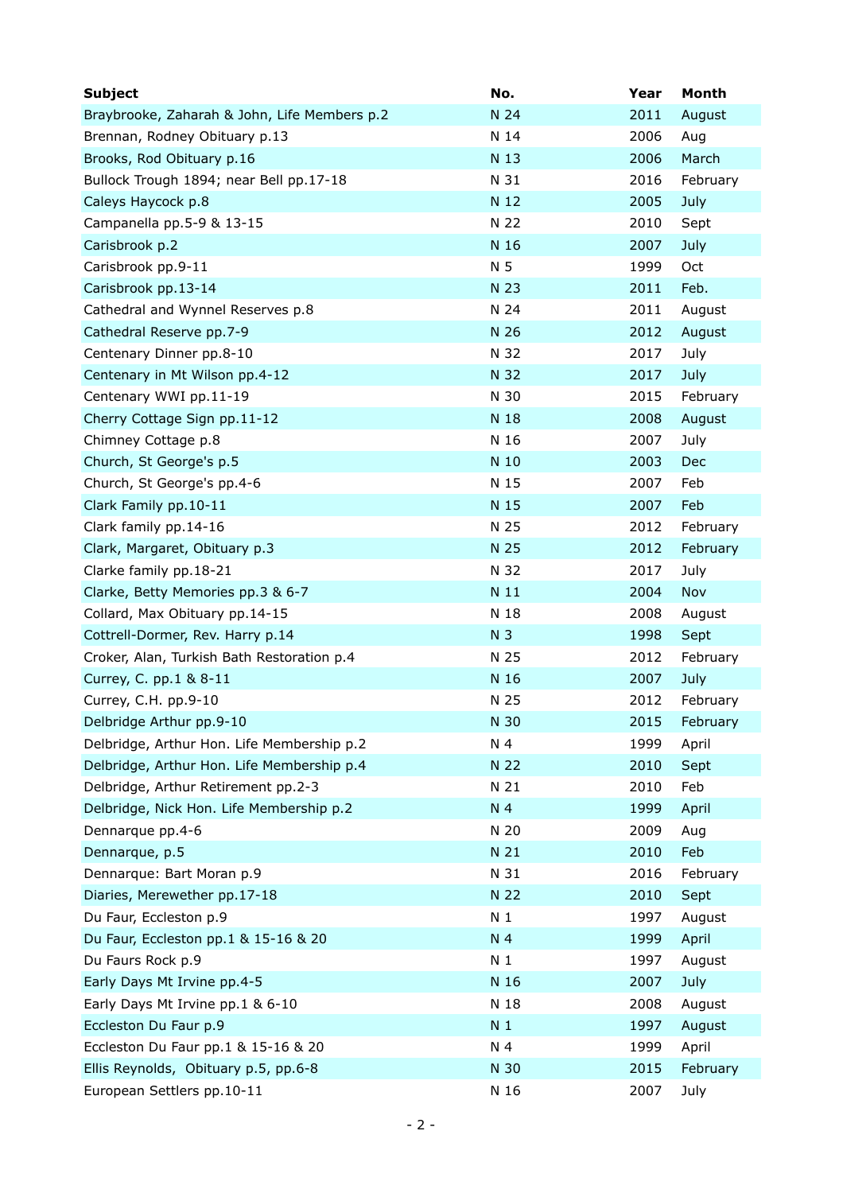| Subject | No. | Year | Month |
|---|---|---|---|
| Braybrooke, Zaharah & John, Life Members p.2 | N 24 | 2011 | August |
| Brennan, Rodney Obituary p.13 | N 14 | 2006 | Aug |
| Brooks, Rod Obituary p.16 | N 13 | 2006 | March |
| Bullock Trough 1894; near Bell pp.17-18 | N 31 | 2016 | February |
| Caleys Haycock p.8 | N 12 | 2005 | July |
| Campanella pp.5-9 & 13-15 | N 22 | 2010 | Sept |
| Carisbrook p.2 | N 16 | 2007 | July |
| Carisbrook pp.9-11 | N 5 | 1999 | Oct |
| Carisbrook pp.13-14 | N 23 | 2011 | Feb. |
| Cathedral and Wynnel Reserves p.8 | N 24 | 2011 | August |
| Cathedral Reserve pp.7-9 | N 26 | 2012 | August |
| Centenary Dinner pp.8-10 | N 32 | 2017 | July |
| Centenary in Mt Wilson pp.4-12 | N 32 | 2017 | July |
| Centenary WWI pp.11-19 | N 30 | 2015 | February |
| Cherry Cottage Sign pp.11-12 | N 18 | 2008 | August |
| Chimney Cottage p.8 | N 16 | 2007 | July |
| Church, St George's p.5 | N 10 | 2003 | Dec |
| Church, St George's pp.4-6 | N 15 | 2007 | Feb |
| Clark Family pp.10-11 | N 15 | 2007 | Feb |
| Clark family pp.14-16 | N 25 | 2012 | February |
| Clark, Margaret, Obituary p.3 | N 25 | 2012 | February |
| Clarke family pp.18-21 | N 32 | 2017 | July |
| Clarke, Betty Memories pp.3 & 6-7 | N 11 | 2004 | Nov |
| Collard, Max Obituary pp.14-15 | N 18 | 2008 | August |
| Cottrell-Dormer, Rev. Harry p.14 | N 3 | 1998 | Sept |
| Croker, Alan, Turkish Bath Restoration p.4 | N 25 | 2012 | February |
| Currey, C. pp.1 & 8-11 | N 16 | 2007 | July |
| Currey, C.H. pp.9-10 | N 25 | 2012 | February |
| Delbridge Arthur pp.9-10 | N 30 | 2015 | February |
| Delbridge, Arthur Hon. Life Membership p.2 | N 4 | 1999 | April |
| Delbridge, Arthur Hon. Life Membership p.4 | N 22 | 2010 | Sept |
| Delbridge, Arthur Retirement pp.2-3 | N 21 | 2010 | Feb |
| Delbridge, Nick Hon. Life Membership p.2 | N 4 | 1999 | April |
| Dennarque pp.4-6 | N 20 | 2009 | Aug |
| Dennarque, p.5 | N 21 | 2010 | Feb |
| Dennarque: Bart Moran p.9 | N 31 | 2016 | February |
| Diaries, Merewether pp.17-18 | N 22 | 2010 | Sept |
| Du Faur, Eccleston p.9 | N 1 | 1997 | August |
| Du Faur, Eccleston pp.1 & 15-16 & 20 | N 4 | 1999 | April |
| Du Faurs Rock p.9 | N 1 | 1997 | August |
| Early Days Mt Irvine pp.4-5 | N 16 | 2007 | July |
| Early Days Mt Irvine pp.1 & 6-10 | N 18 | 2008 | August |
| Eccleston Du Faur p.9 | N 1 | 1997 | August |
| Eccleston Du Faur pp.1 & 15-16 & 20 | N 4 | 1999 | April |
| Ellis Reynolds, Obituary p.5, pp.6-8 | N 30 | 2015 | February |
| European Settlers pp.10-11 | N 16 | 2007 | July |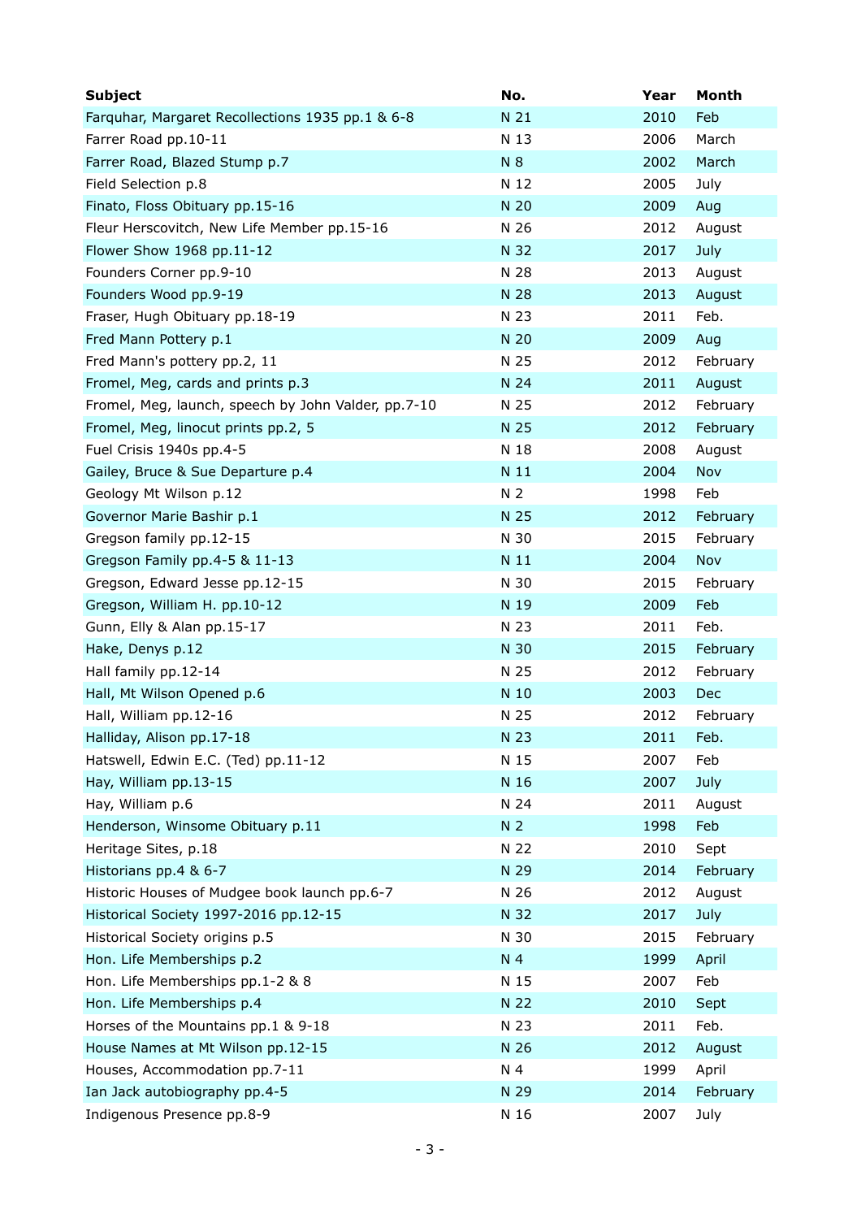| Subject | No. | Year | Month |
|---|---|---|---|
| Farquhar, Margaret Recollections 1935 pp.1 & 6-8 | N 21 | 2010 | Feb |
| Farrer Road pp.10-11 | N 13 | 2006 | March |
| Farrer Road, Blazed Stump p.7 | N 8 | 2002 | March |
| Field Selection p.8 | N 12 | 2005 | July |
| Finato, Floss Obituary pp.15-16 | N 20 | 2009 | Aug |
| Fleur Herscovitch, New Life Member pp.15-16 | N 26 | 2012 | August |
| Flower Show 1968 pp.11-12 | N 32 | 2017 | July |
| Founders Corner pp.9-10 | N 28 | 2013 | August |
| Founders Wood pp.9-19 | N 28 | 2013 | August |
| Fraser, Hugh Obituary pp.18-19 | N 23 | 2011 | Feb. |
| Fred Mann Pottery p.1 | N 20 | 2009 | Aug |
| Fred Mann's pottery pp.2, 11 | N 25 | 2012 | February |
| Fromel, Meg, cards and prints p.3 | N 24 | 2011 | August |
| Fromel, Meg, launch, speech by John Valder, pp.7-10 | N 25 | 2012 | February |
| Fromel, Meg, linocut prints pp.2, 5 | N 25 | 2012 | February |
| Fuel Crisis 1940s pp.4-5 | N 18 | 2008 | August |
| Gailey, Bruce & Sue Departure p.4 | N 11 | 2004 | Nov |
| Geology Mt Wilson p.12 | N 2 | 1998 | Feb |
| Governor Marie Bashir p.1 | N 25 | 2012 | February |
| Gregson family pp.12-15 | N 30 | 2015 | February |
| Gregson Family pp.4-5 & 11-13 | N 11 | 2004 | Nov |
| Gregson, Edward Jesse pp.12-15 | N 30 | 2015 | February |
| Gregson, William H. pp.10-12 | N 19 | 2009 | Feb |
| Gunn, Elly & Alan pp.15-17 | N 23 | 2011 | Feb. |
| Hake, Denys p.12 | N 30 | 2015 | February |
| Hall family pp.12-14 | N 25 | 2012 | February |
| Hall, Mt Wilson Opened p.6 | N 10 | 2003 | Dec |
| Hall, William pp.12-16 | N 25 | 2012 | February |
| Halliday, Alison pp.17-18 | N 23 | 2011 | Feb. |
| Hatswell, Edwin E.C. (Ted) pp.11-12 | N 15 | 2007 | Feb |
| Hay, William pp.13-15 | N 16 | 2007 | July |
| Hay, William p.6 | N 24 | 2011 | August |
| Henderson, Winsome Obituary p.11 | N 2 | 1998 | Feb |
| Heritage Sites, p.18 | N 22 | 2010 | Sept |
| Historians pp.4 & 6-7 | N 29 | 2014 | February |
| Historic Houses of Mudgee book launch pp.6-7 | N 26 | 2012 | August |
| Historical Society 1997-2016 pp.12-15 | N 32 | 2017 | July |
| Historical Society origins p.5 | N 30 | 2015 | February |
| Hon. Life Memberships p.2 | N 4 | 1999 | April |
| Hon. Life Memberships pp.1-2 & 8 | N 15 | 2007 | Feb |
| Hon. Life Memberships p.4 | N 22 | 2010 | Sept |
| Horses of the Mountains pp.1 & 9-18 | N 23 | 2011 | Feb. |
| House Names at Mt Wilson pp.12-15 | N 26 | 2012 | August |
| Houses, Accommodation pp.7-11 | N 4 | 1999 | April |
| Ian Jack autobiography pp.4-5 | N 29 | 2014 | February |
| Indigenous Presence pp.8-9 | N 16 | 2007 | July |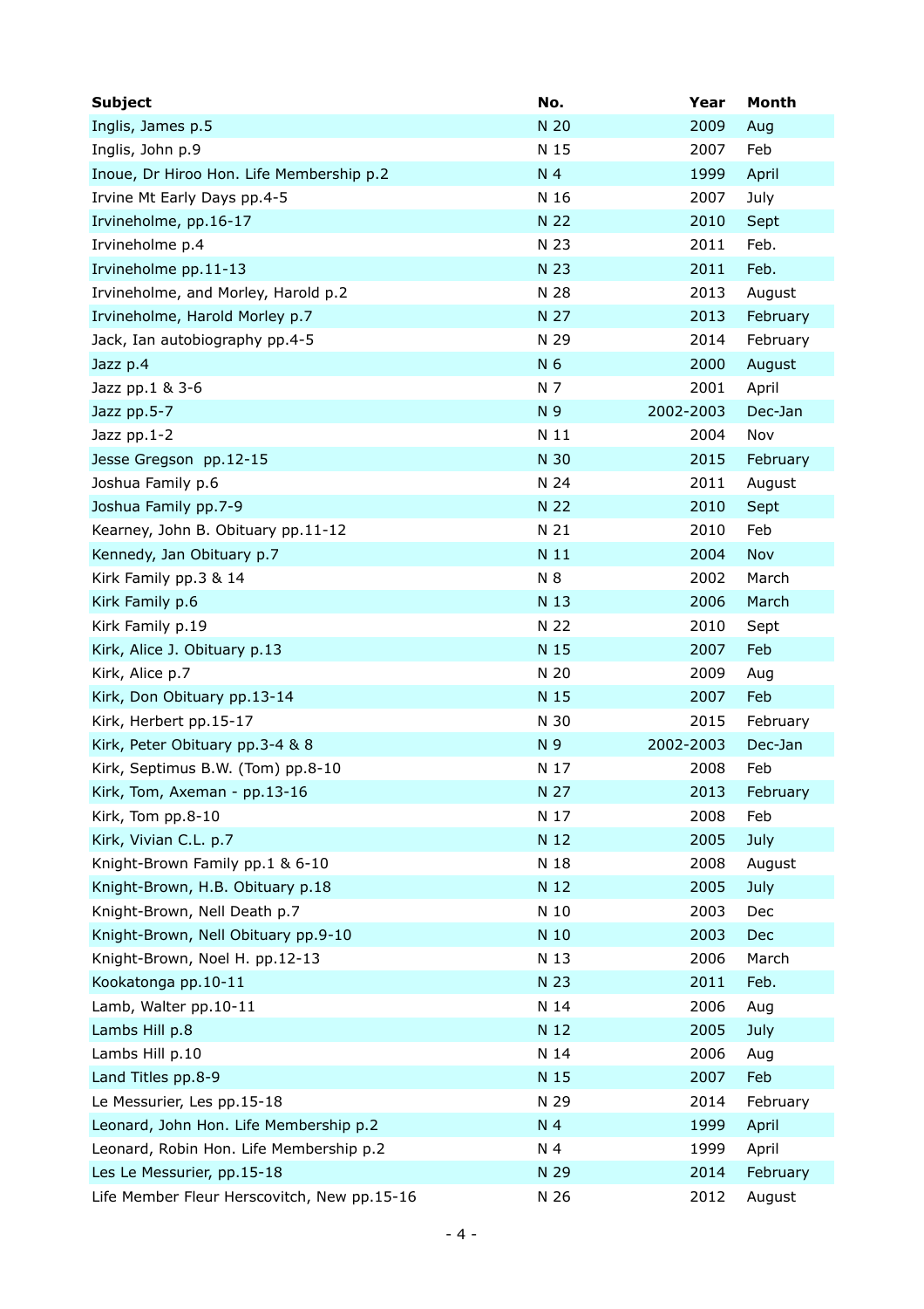| Subject | No. | Year | Month |
|---|---|---|---|
| Inglis, James p.5 | N 20 | 2009 | Aug |
| Inglis, John p.9 | N 15 | 2007 | Feb |
| Inoue, Dr Hiroo Hon. Life Membership p.2 | N 4 | 1999 | April |
| Irvine Mt Early Days pp.4-5 | N 16 | 2007 | July |
| Irvineholme, pp.16-17 | N 22 | 2010 | Sept |
| Irvineholme p.4 | N 23 | 2011 | Feb. |
| Irvineholme pp.11-13 | N 23 | 2011 | Feb. |
| Irvineholme, and Morley, Harold p.2 | N 28 | 2013 | August |
| Irvineholme, Harold Morley p.7 | N 27 | 2013 | February |
| Jack, Ian autobiography pp.4-5 | N 29 | 2014 | February |
| Jazz p.4 | N 6 | 2000 | August |
| Jazz pp.1 & 3-6 | N 7 | 2001 | April |
| Jazz pp.5-7 | N 9 | 2002-2003 | Dec-Jan |
| Jazz pp.1-2 | N 11 | 2004 | Nov |
| Jesse Gregson pp.12-15 | N 30 | 2015 | February |
| Joshua Family p.6 | N 24 | 2011 | August |
| Joshua Family pp.7-9 | N 22 | 2010 | Sept |
| Kearney, John B. Obituary pp.11-12 | N 21 | 2010 | Feb |
| Kennedy, Jan Obituary p.7 | N 11 | 2004 | Nov |
| Kirk Family pp.3 & 14 | N 8 | 2002 | March |
| Kirk Family p.6 | N 13 | 2006 | March |
| Kirk Family p.19 | N 22 | 2010 | Sept |
| Kirk, Alice J. Obituary p.13 | N 15 | 2007 | Feb |
| Kirk, Alice p.7 | N 20 | 2009 | Aug |
| Kirk, Don Obituary pp.13-14 | N 15 | 2007 | Feb |
| Kirk, Herbert pp.15-17 | N 30 | 2015 | February |
| Kirk, Peter Obituary pp.3-4 & 8 | N 9 | 2002-2003 | Dec-Jan |
| Kirk, Septimus B.W. (Tom) pp.8-10 | N 17 | 2008 | Feb |
| Kirk, Tom, Axeman - pp.13-16 | N 27 | 2013 | February |
| Kirk, Tom pp.8-10 | N 17 | 2008 | Feb |
| Kirk, Vivian C.L. p.7 | N 12 | 2005 | July |
| Knight-Brown Family pp.1 & 6-10 | N 18 | 2008 | August |
| Knight-Brown, H.B. Obituary p.18 | N 12 | 2005 | July |
| Knight-Brown, Nell Death p.7 | N 10 | 2003 | Dec |
| Knight-Brown, Nell Obituary pp.9-10 | N 10 | 2003 | Dec |
| Knight-Brown, Noel H. pp.12-13 | N 13 | 2006 | March |
| Kookatonga pp.10-11 | N 23 | 2011 | Feb. |
| Lamb, Walter pp.10-11 | N 14 | 2006 | Aug |
| Lambs Hill p.8 | N 12 | 2005 | July |
| Lambs Hill p.10 | N 14 | 2006 | Aug |
| Land Titles pp.8-9 | N 15 | 2007 | Feb |
| Le Messurier, Les pp.15-18 | N 29 | 2014 | February |
| Leonard, John Hon. Life Membership p.2 | N 4 | 1999 | April |
| Leonard, Robin Hon. Life Membership p.2 | N 4 | 1999 | April |
| Les Le Messurier, pp.15-18 | N 29 | 2014 | February |
| Life Member Fleur Herscovitch, New pp.15-16 | N 26 | 2012 | August |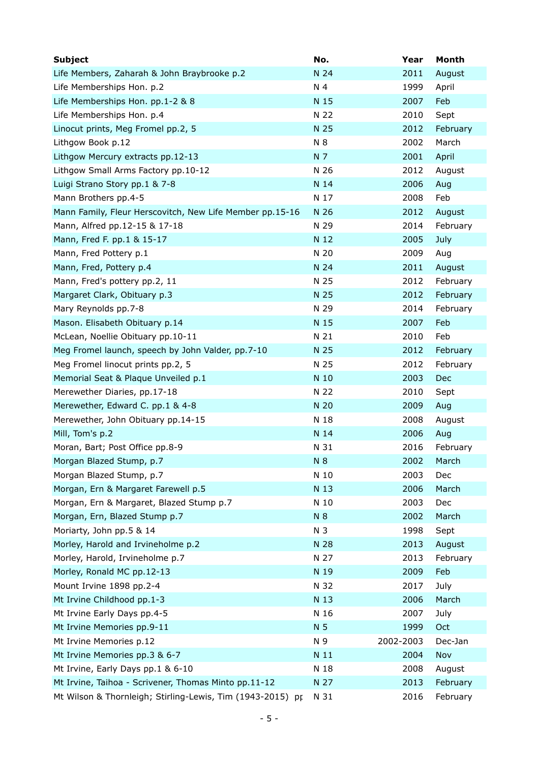| Subject | No. | Year | Month |
|---|---|---|---|
| Life Members, Zaharah & John Braybrooke p.2 | N 24 | 2011 | August |
| Life Memberships Hon. p.2 | N 4 | 1999 | April |
| Life Memberships Hon. pp.1-2 & 8 | N 15 | 2007 | Feb |
| Life Memberships Hon. p.4 | N 22 | 2010 | Sept |
| Linocut prints, Meg Fromel pp.2, 5 | N 25 | 2012 | February |
| Lithgow Book p.12 | N 8 | 2002 | March |
| Lithgow Mercury extracts pp.12-13 | N 7 | 2001 | April |
| Lithgow Small Arms Factory pp.10-12 | N 26 | 2012 | August |
| Luigi Strano Story pp.1 & 7-8 | N 14 | 2006 | Aug |
| Mann Brothers pp.4-5 | N 17 | 2008 | Feb |
| Mann Family, Fleur Herscovitch, New Life Member pp.15-16 | N 26 | 2012 | August |
| Mann, Alfred pp.12-15 & 17-18 | N 29 | 2014 | February |
| Mann, Fred F. pp.1 & 15-17 | N 12 | 2005 | July |
| Mann, Fred Pottery p.1 | N 20 | 2009 | Aug |
| Mann, Fred, Pottery p.4 | N 24 | 2011 | August |
| Mann, Fred's pottery pp.2, 11 | N 25 | 2012 | February |
| Margaret Clark, Obituary p.3 | N 25 | 2012 | February |
| Mary Reynolds pp.7-8 | N 29 | 2014 | February |
| Mason. Elisabeth Obituary p.14 | N 15 | 2007 | Feb |
| McLean, Noellie Obituary pp.10-11 | N 21 | 2010 | Feb |
| Meg Fromel launch, speech by John Valder, pp.7-10 | N 25 | 2012 | February |
| Meg Fromel linocut prints pp.2, 5 | N 25 | 2012 | February |
| Memorial Seat & Plaque Unveiled p.1 | N 10 | 2003 | Dec |
| Merewether Diaries, pp.17-18 | N 22 | 2010 | Sept |
| Merewether, Edward C. pp.1 & 4-8 | N 20 | 2009 | Aug |
| Merewether, John Obituary pp.14-15 | N 18 | 2008 | August |
| Mill, Tom's p.2 | N 14 | 2006 | Aug |
| Moran, Bart; Post Office pp.8-9 | N 31 | 2016 | February |
| Morgan Blazed Stump, p.7 | N 8 | 2002 | March |
| Morgan Blazed Stump, p.7 | N 10 | 2003 | Dec |
| Morgan, Ern & Margaret Farewell p.5 | N 13 | 2006 | March |
| Morgan, Ern & Margaret, Blazed Stump p.7 | N 10 | 2003 | Dec |
| Morgan, Ern, Blazed Stump p.7 | N 8 | 2002 | March |
| Moriarty, John pp.5 & 14 | N 3 | 1998 | Sept |
| Morley, Harold and Irvineholme p.2 | N 28 | 2013 | August |
| Morley, Harold, Irvineholme p.7 | N 27 | 2013 | February |
| Morley, Ronald MC pp.12-13 | N 19 | 2009 | Feb |
| Mount Irvine 1898 pp.2-4 | N 32 | 2017 | July |
| Mt Irvine Childhood pp.1-3 | N 13 | 2006 | March |
| Mt Irvine Early Days pp.4-5 | N 16 | 2007 | July |
| Mt Irvine Memories pp.9-11 | N 5 | 1999 | Oct |
| Mt Irvine Memories p.12 | N 9 | 2002-2003 | Dec-Jan |
| Mt Irvine Memories pp.3 & 6-7 | N 11 | 2004 | Nov |
| Mt Irvine, Early Days pp.1 & 6-10 | N 18 | 2008 | August |
| Mt Irvine, Taihoa - Scrivener, Thomas Minto pp.11-12 | N 27 | 2013 | February |
| Mt Wilson & Thornleigh; Stirling-Lewis, Tim (1943-2015) pp | N 31 | 2016 | February |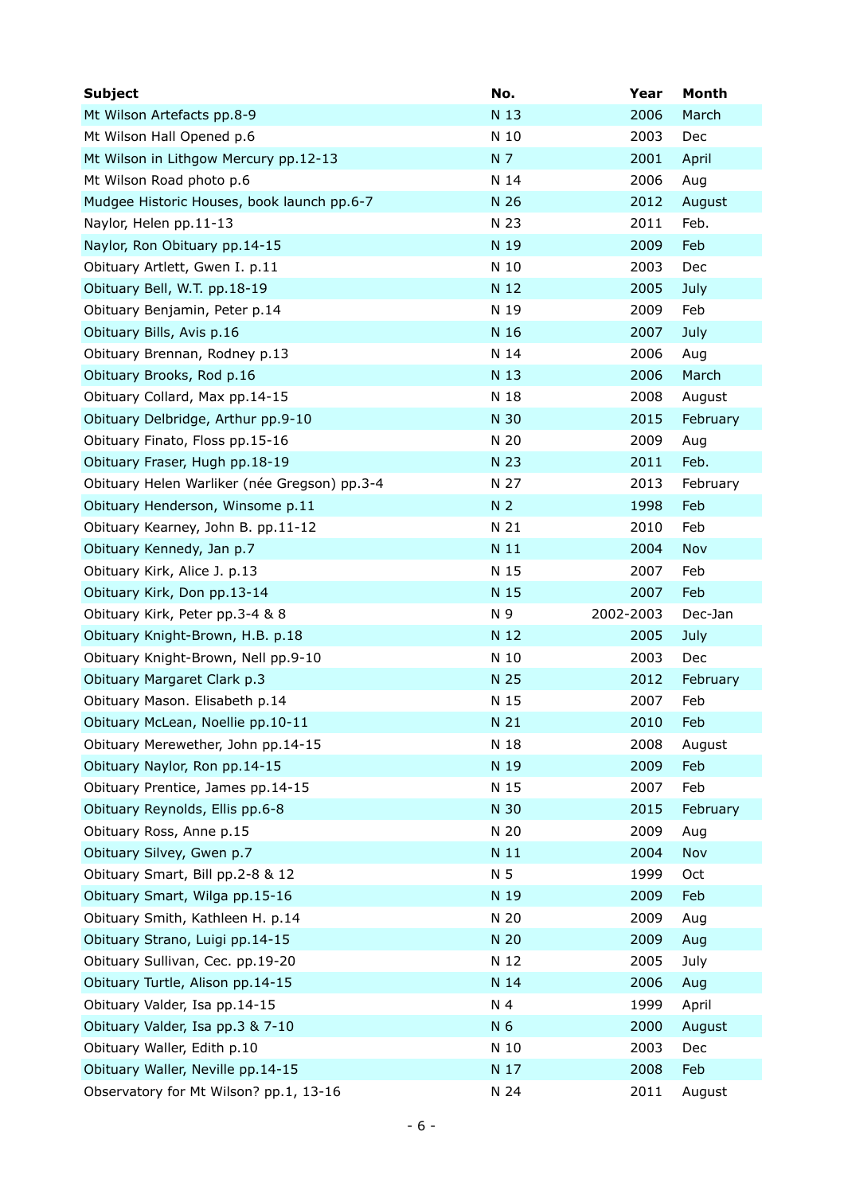| Subject | No. | Year | Month |
|---|---|---|---|
| Mt Wilson Artefacts pp.8-9 | N 13 | 2006 | March |
| Mt Wilson Hall Opened p.6 | N 10 | 2003 | Dec |
| Mt Wilson in Lithgow Mercury pp.12-13 | N 7 | 2001 | April |
| Mt Wilson Road photo p.6 | N 14 | 2006 | Aug |
| Mudgee Historic Houses, book launch pp.6-7 | N 26 | 2012 | August |
| Naylor, Helen pp.11-13 | N 23 | 2011 | Feb. |
| Naylor, Ron Obituary pp.14-15 | N 19 | 2009 | Feb |
| Obituary Artlett, Gwen I. p.11 | N 10 | 2003 | Dec |
| Obituary Bell, W.T. pp.18-19 | N 12 | 2005 | July |
| Obituary Benjamin, Peter p.14 | N 19 | 2009 | Feb |
| Obituary Bills, Avis p.16 | N 16 | 2007 | July |
| Obituary Brennan, Rodney p.13 | N 14 | 2006 | Aug |
| Obituary Brooks, Rod p.16 | N 13 | 2006 | March |
| Obituary Collard, Max pp.14-15 | N 18 | 2008 | August |
| Obituary Delbridge, Arthur pp.9-10 | N 30 | 2015 | February |
| Obituary Finato, Floss pp.15-16 | N 20 | 2009 | Aug |
| Obituary Fraser, Hugh pp.18-19 | N 23 | 2011 | Feb. |
| Obituary Helen Warliker (née Gregson) pp.3-4 | N 27 | 2013 | February |
| Obituary Henderson, Winsome p.11 | N 2 | 1998 | Feb |
| Obituary Kearney, John B. pp.11-12 | N 21 | 2010 | Feb |
| Obituary Kennedy, Jan p.7 | N 11 | 2004 | Nov |
| Obituary Kirk, Alice J. p.13 | N 15 | 2007 | Feb |
| Obituary Kirk, Don pp.13-14 | N 15 | 2007 | Feb |
| Obituary Kirk, Peter pp.3-4 & 8 | N 9 | 2002-2003 | Dec-Jan |
| Obituary Knight-Brown, H.B. p.18 | N 12 | 2005 | July |
| Obituary Knight-Brown, Nell pp.9-10 | N 10 | 2003 | Dec |
| Obituary Margaret Clark p.3 | N 25 | 2012 | February |
| Obituary Mason. Elisabeth p.14 | N 15 | 2007 | Feb |
| Obituary McLean, Noellie pp.10-11 | N 21 | 2010 | Feb |
| Obituary Merewether, John pp.14-15 | N 18 | 2008 | August |
| Obituary Naylor, Ron pp.14-15 | N 19 | 2009 | Feb |
| Obituary Prentice, James pp.14-15 | N 15 | 2007 | Feb |
| Obituary Reynolds, Ellis pp.6-8 | N 30 | 2015 | February |
| Obituary Ross, Anne p.15 | N 20 | 2009 | Aug |
| Obituary Silvey, Gwen p.7 | N 11 | 2004 | Nov |
| Obituary Smart, Bill pp.2-8 & 12 | N 5 | 1999 | Oct |
| Obituary Smart, Wilga pp.15-16 | N 19 | 2009 | Feb |
| Obituary Smith, Kathleen H. p.14 | N 20 | 2009 | Aug |
| Obituary Strano, Luigi pp.14-15 | N 20 | 2009 | Aug |
| Obituary Sullivan, Cec. pp.19-20 | N 12 | 2005 | July |
| Obituary Turtle, Alison pp.14-15 | N 14 | 2006 | Aug |
| Obituary Valder, Isa pp.14-15 | N 4 | 1999 | April |
| Obituary Valder, Isa pp.3 & 7-10 | N 6 | 2000 | August |
| Obituary Waller, Edith p.10 | N 10 | 2003 | Dec |
| Obituary Waller, Neville pp.14-15 | N 17 | 2008 | Feb |
| Observatory for Mt Wilson? pp.1, 13-16 | N 24 | 2011 | August |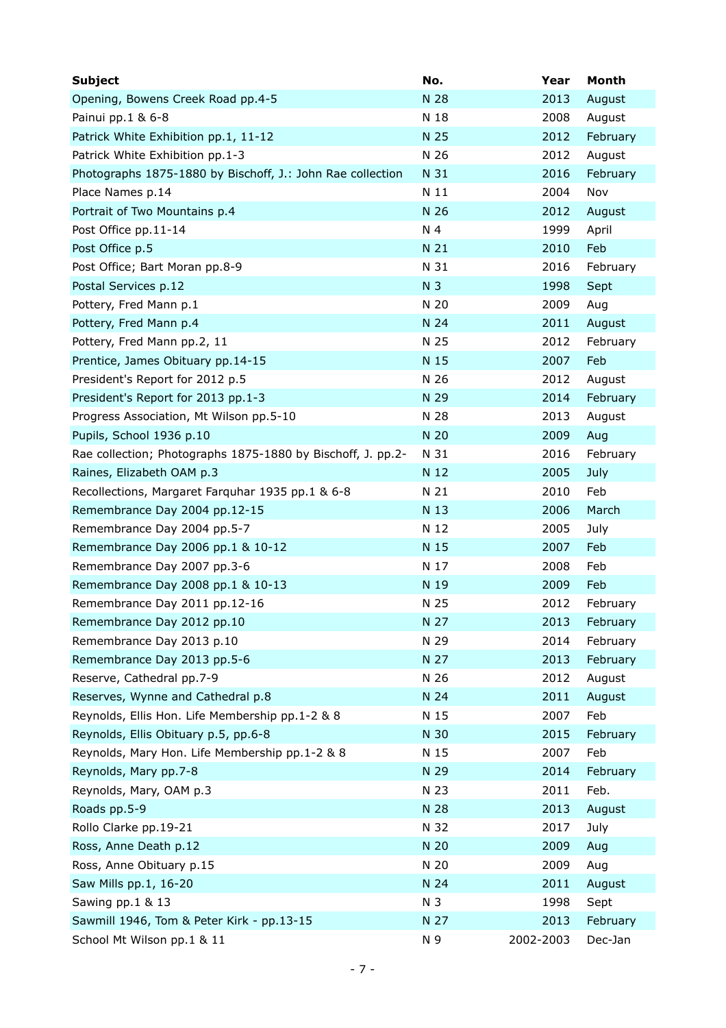| Subject | No. | Year | Month |
|---|---|---|---|
| Opening, Bowens Creek Road pp.4-5 | N 28 | 2013 | August |
| Painui pp.1 & 6-8 | N 18 | 2008 | August |
| Patrick White Exhibition pp.1, 11-12 | N 25 | 2012 | February |
| Patrick White Exhibition pp.1-3 | N 26 | 2012 | August |
| Photographs 1875-1880 by Bischoff, J.: John Rae collection | N 31 | 2016 | February |
| Place Names p.14 | N 11 | 2004 | Nov |
| Portrait of Two Mountains p.4 | N 26 | 2012 | August |
| Post Office pp.11-14 | N 4 | 1999 | April |
| Post Office p.5 | N 21 | 2010 | Feb |
| Post Office; Bart Moran pp.8-9 | N 31 | 2016 | February |
| Postal Services p.12 | N 3 | 1998 | Sept |
| Pottery, Fred Mann p.1 | N 20 | 2009 | Aug |
| Pottery, Fred Mann p.4 | N 24 | 2011 | August |
| Pottery, Fred Mann pp.2, 11 | N 25 | 2012 | February |
| Prentice, James Obituary pp.14-15 | N 15 | 2007 | Feb |
| President's Report for 2012 p.5 | N 26 | 2012 | August |
| President's Report for 2013 pp.1-3 | N 29 | 2014 | February |
| Progress Association, Mt Wilson pp.5-10 | N 28 | 2013 | August |
| Pupils, School 1936 p.10 | N 20 | 2009 | Aug |
| Rae collection; Photographs 1875-1880 by Bischoff, J. pp.2- | N 31 | 2016 | February |
| Raines, Elizabeth OAM p.3 | N 12 | 2005 | July |
| Recollections, Margaret Farquhar 1935 pp.1 & 6-8 | N 21 | 2010 | Feb |
| Remembrance Day 2004 pp.12-15 | N 13 | 2006 | March |
| Remembrance Day 2004 pp.5-7 | N 12 | 2005 | July |
| Remembrance Day 2006 pp.1 & 10-12 | N 15 | 2007 | Feb |
| Remembrance Day 2007 pp.3-6 | N 17 | 2008 | Feb |
| Remembrance Day 2008 pp.1 & 10-13 | N 19 | 2009 | Feb |
| Remembrance Day 2011 pp.12-16 | N 25 | 2012 | February |
| Remembrance Day 2012 pp.10 | N 27 | 2013 | February |
| Remembrance Day 2013 p.10 | N 29 | 2014 | February |
| Remembrance Day 2013 pp.5-6 | N 27 | 2013 | February |
| Reserve, Cathedral pp.7-9 | N 26 | 2012 | August |
| Reserves, Wynne and Cathedral p.8 | N 24 | 2011 | August |
| Reynolds, Ellis Hon. Life Membership pp.1-2 & 8 | N 15 | 2007 | Feb |
| Reynolds, Ellis Obituary p.5, pp.6-8 | N 30 | 2015 | February |
| Reynolds, Mary Hon. Life Membership pp.1-2 & 8 | N 15 | 2007 | Feb |
| Reynolds, Mary pp.7-8 | N 29 | 2014 | February |
| Reynolds, Mary, OAM p.3 | N 23 | 2011 | Feb. |
| Roads pp.5-9 | N 28 | 2013 | August |
| Rollo Clarke pp.19-21 | N 32 | 2017 | July |
| Ross, Anne Death p.12 | N 20 | 2009 | Aug |
| Ross, Anne Obituary p.15 | N 20 | 2009 | Aug |
| Saw Mills pp.1, 16-20 | N 24 | 2011 | August |
| Sawing pp.1 & 13 | N 3 | 1998 | Sept |
| Sawmill 1946, Tom & Peter Kirk - pp.13-15 | N 27 | 2013 | February |
| School Mt Wilson pp.1 & 11 | N 9 | 2002-2003 | Dec-Jan |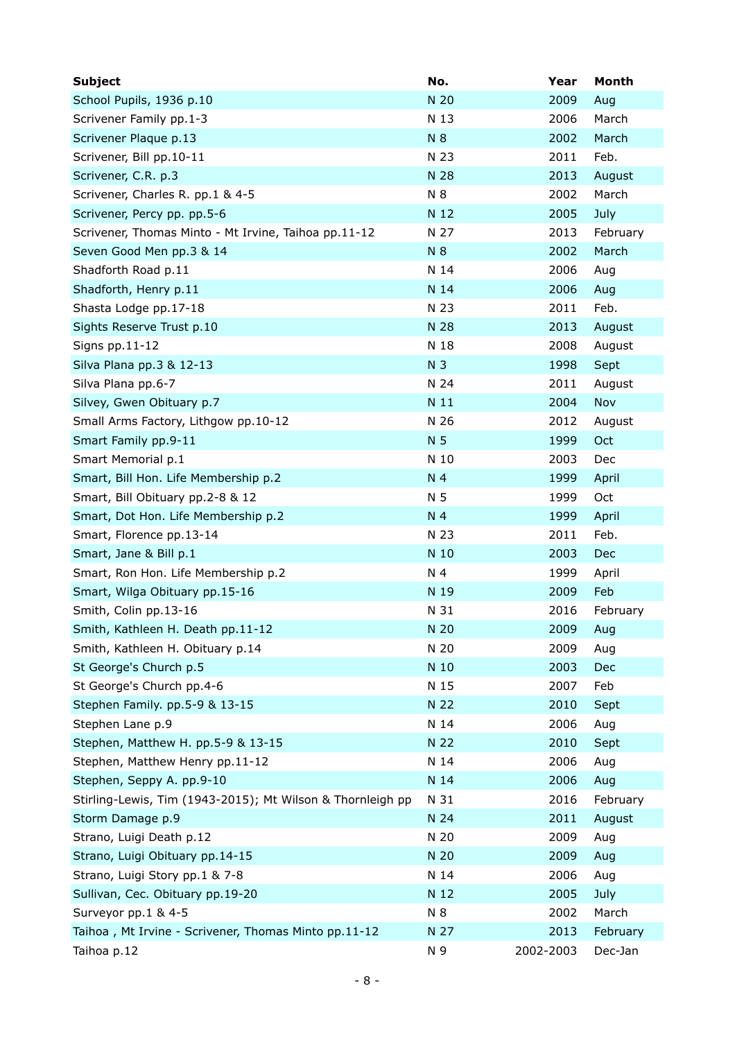| Subject | No. | Year | Month |
|---|---|---|---|
| School Pupils, 1936 p.10 | N 20 | 2009 | Aug |
| Scrivener Family pp.1-3 | N 13 | 2006 | March |
| Scrivener Plaque p.13 | N 8 | 2002 | March |
| Scrivener, Bill pp.10-11 | N 23 | 2011 | Feb. |
| Scrivener, C.R. p.3 | N 28 | 2013 | August |
| Scrivener, Charles R. pp.1 & 4-5 | N 8 | 2002 | March |
| Scrivener, Percy pp. pp.5-6 | N 12 | 2005 | July |
| Scrivener, Thomas Minto - Mt Irvine, Taihoa pp.11-12 | N 27 | 2013 | February |
| Seven Good Men pp.3 & 14 | N 8 | 2002 | March |
| Shadforth Road p.11 | N 14 | 2006 | Aug |
| Shadforth, Henry p.11 | N 14 | 2006 | Aug |
| Shasta Lodge pp.17-18 | N 23 | 2011 | Feb. |
| Sights Reserve Trust p.10 | N 28 | 2013 | August |
| Signs pp.11-12 | N 18 | 2008 | August |
| Silva Plana pp.3 & 12-13 | N 3 | 1998 | Sept |
| Silva Plana pp.6-7 | N 24 | 2011 | August |
| Silvey, Gwen Obituary p.7 | N 11 | 2004 | Nov |
| Small Arms Factory, Lithgow pp.10-12 | N 26 | 2012 | August |
| Smart Family pp.9-11 | N 5 | 1999 | Oct |
| Smart Memorial p.1 | N 10 | 2003 | Dec |
| Smart, Bill Hon. Life Membership p.2 | N 4 | 1999 | April |
| Smart, Bill Obituary pp.2-8 & 12 | N 5 | 1999 | Oct |
| Smart, Dot Hon. Life Membership p.2 | N 4 | 1999 | April |
| Smart, Florence pp.13-14 | N 23 | 2011 | Feb. |
| Smart, Jane & Bill p.1 | N 10 | 2003 | Dec |
| Smart, Ron Hon. Life Membership p.2 | N 4 | 1999 | April |
| Smart, Wilga Obituary pp.15-16 | N 19 | 2009 | Feb |
| Smith, Colin pp.13-16 | N 31 | 2016 | February |
| Smith, Kathleen H. Death pp.11-12 | N 20 | 2009 | Aug |
| Smith, Kathleen H. Obituary p.14 | N 20 | 2009 | Aug |
| St George's Church p.5 | N 10 | 2003 | Dec |
| St George's Church pp.4-6 | N 15 | 2007 | Feb |
| Stephen Family. pp.5-9 & 13-15 | N 22 | 2010 | Sept |
| Stephen Lane p.9 | N 14 | 2006 | Aug |
| Stephen, Matthew H. pp.5-9 & 13-15 | N 22 | 2010 | Sept |
| Stephen, Matthew Henry pp.11-12 | N 14 | 2006 | Aug |
| Stephen, Seppy A. pp.9-10 | N 14 | 2006 | Aug |
| Stirling-Lewis, Tim (1943-2015); Mt Wilson & Thornleigh pp | N 31 | 2016 | February |
| Storm Damage p.9 | N 24 | 2011 | August |
| Strano, Luigi Death p.12 | N 20 | 2009 | Aug |
| Strano, Luigi Obituary pp.14-15 | N 20 | 2009 | Aug |
| Strano, Luigi Story pp.1 & 7-8 | N 14 | 2006 | Aug |
| Sullivan, Cec. Obituary pp.19-20 | N 12 | 2005 | July |
| Surveyor pp.1 & 4-5 | N 8 | 2002 | March |
| Taihoa , Mt Irvine - Scrivener, Thomas Minto pp.11-12 | N 27 | 2013 | February |
| Taihoa p.12 | N 9 | 2002-2003 | Dec-Jan |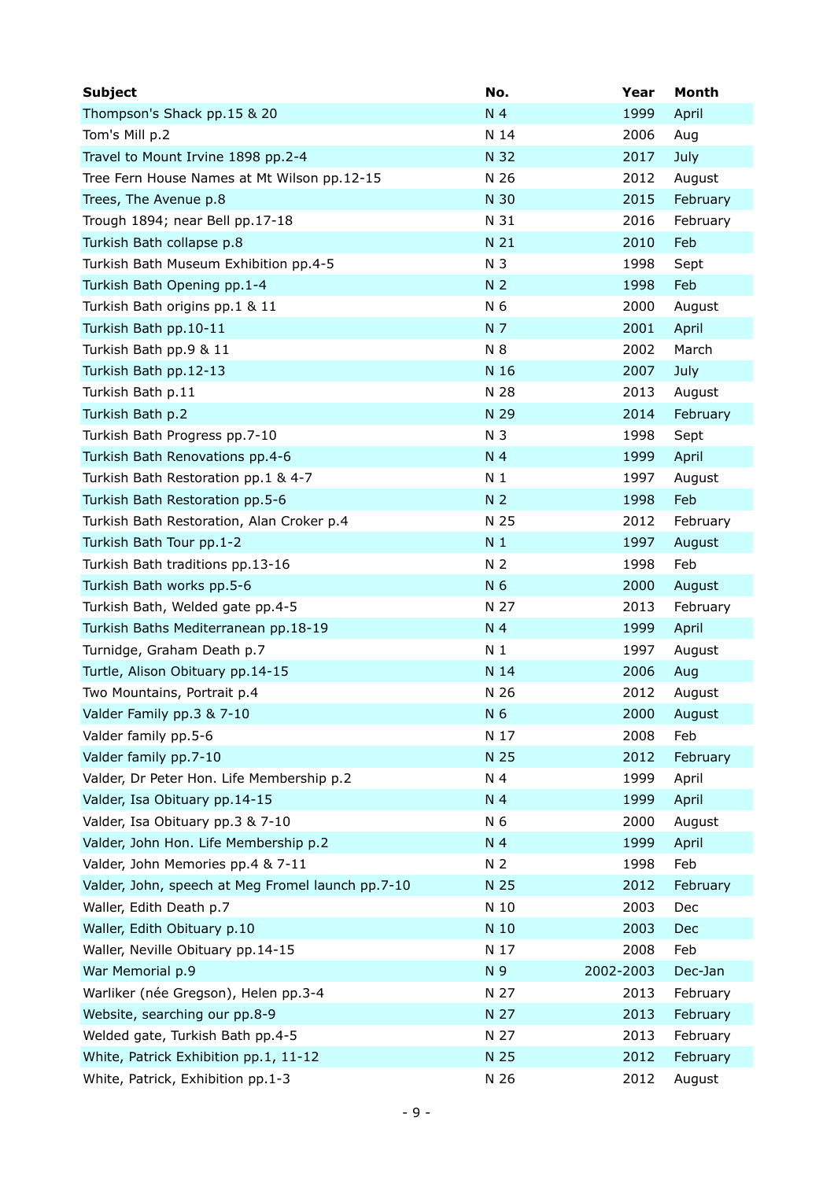| Subject | No. | Year | Month |
|---|---|---|---|
| Thompson's Shack pp.15 & 20 | N 4 | 1999 | April |
| Tom's Mill p.2 | N 14 | 2006 | Aug |
| Travel to Mount Irvine 1898 pp.2-4 | N 32 | 2017 | July |
| Tree Fern House Names at Mt Wilson pp.12-15 | N 26 | 2012 | August |
| Trees, The Avenue p.8 | N 30 | 2015 | February |
| Trough 1894; near Bell pp.17-18 | N 31 | 2016 | February |
| Turkish Bath collapse p.8 | N 21 | 2010 | Feb |
| Turkish Bath Museum Exhibition pp.4-5 | N 3 | 1998 | Sept |
| Turkish Bath Opening pp.1-4 | N 2 | 1998 | Feb |
| Turkish Bath origins pp.1 & 11 | N 6 | 2000 | August |
| Turkish Bath pp.10-11 | N 7 | 2001 | April |
| Turkish Bath pp.9 & 11 | N 8 | 2002 | March |
| Turkish Bath pp.12-13 | N 16 | 2007 | July |
| Turkish Bath p.11 | N 28 | 2013 | August |
| Turkish Bath p.2 | N 29 | 2014 | February |
| Turkish Bath Progress pp.7-10 | N 3 | 1998 | Sept |
| Turkish Bath Renovations pp.4-6 | N 4 | 1999 | April |
| Turkish Bath Restoration pp.1 & 4-7 | N 1 | 1997 | August |
| Turkish Bath Restoration pp.5-6 | N 2 | 1998 | Feb |
| Turkish Bath Restoration, Alan Croker p.4 | N 25 | 2012 | February |
| Turkish Bath Tour pp.1-2 | N 1 | 1997 | August |
| Turkish Bath traditions pp.13-16 | N 2 | 1998 | Feb |
| Turkish Bath works pp.5-6 | N 6 | 2000 | August |
| Turkish Bath, Welded gate pp.4-5 | N 27 | 2013 | February |
| Turkish Baths Mediterranean pp.18-19 | N 4 | 1999 | April |
| Turnidge, Graham Death p.7 | N 1 | 1997 | August |
| Turtle, Alison Obituary pp.14-15 | N 14 | 2006 | Aug |
| Two Mountains, Portrait p.4 | N 26 | 2012 | August |
| Valder Family pp.3 & 7-10 | N 6 | 2000 | August |
| Valder family pp.5-6 | N 17 | 2008 | Feb |
| Valder family pp.7-10 | N 25 | 2012 | February |
| Valder, Dr Peter Hon. Life Membership p.2 | N 4 | 1999 | April |
| Valder, Isa Obituary pp.14-15 | N 4 | 1999 | April |
| Valder, Isa Obituary pp.3 & 7-10 | N 6 | 2000 | August |
| Valder, John Hon. Life Membership p.2 | N 4 | 1999 | April |
| Valder, John Memories pp.4 & 7-11 | N 2 | 1998 | Feb |
| Valder, John, speech at Meg Fromel launch pp.7-10 | N 25 | 2012 | February |
| Waller, Edith Death p.7 | N 10 | 2003 | Dec |
| Waller, Edith Obituary p.10 | N 10 | 2003 | Dec |
| Waller, Neville Obituary pp.14-15 | N 17 | 2008 | Feb |
| War Memorial p.9 | N 9 | 2002-2003 | Dec-Jan |
| Warliker (née Gregson), Helen pp.3-4 | N 27 | 2013 | February |
| Website, searching our pp.8-9 | N 27 | 2013 | February |
| Welded gate, Turkish Bath pp.4-5 | N 27 | 2013 | February |
| White, Patrick Exhibition pp.1, 11-12 | N 25 | 2012 | February |
| White, Patrick, Exhibition pp.1-3 | N 26 | 2012 | August |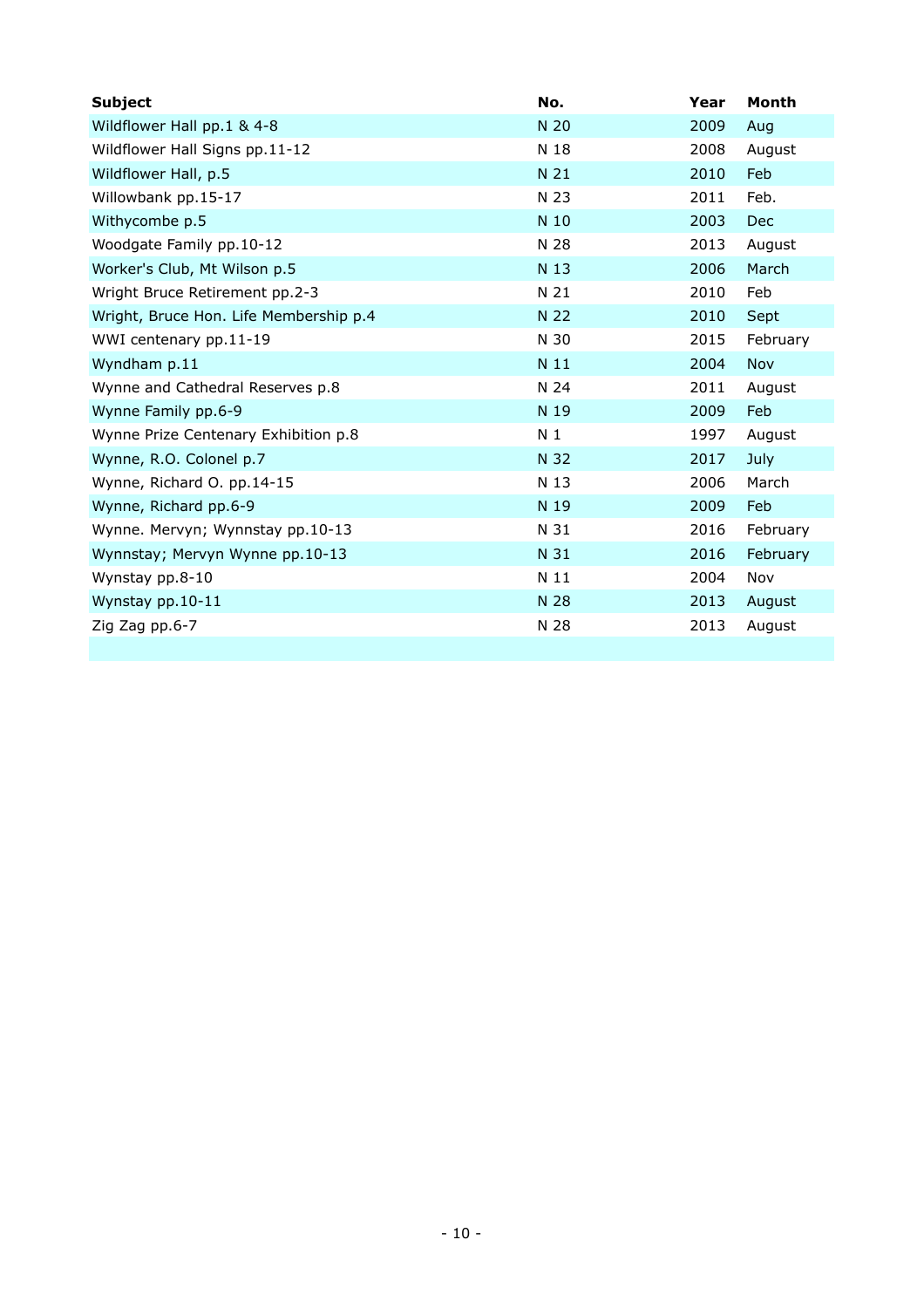| Subject | No. | Year | Month |
|---|---|---|---|
| Wildflower Hall pp.1 & 4-8 | N 20 | 2009 | Aug |
| Wildflower Hall Signs pp.11-12 | N 18 | 2008 | August |
| Wildflower Hall, p.5 | N 21 | 2010 | Feb |
| Willowbank pp.15-17 | N 23 | 2011 | Feb. |
| Withycombe p.5 | N 10 | 2003 | Dec |
| Woodgate Family pp.10-12 | N 28 | 2013 | August |
| Worker's Club, Mt Wilson p.5 | N 13 | 2006 | March |
| Wright Bruce Retirement pp.2-3 | N 21 | 2010 | Feb |
| Wright, Bruce Hon. Life Membership p.4 | N 22 | 2010 | Sept |
| WWI centenary pp.11-19 | N 30 | 2015 | February |
| Wyndham p.11 | N 11 | 2004 | Nov |
| Wynne and Cathedral Reserves p.8 | N 24 | 2011 | August |
| Wynne Family pp.6-9 | N 19 | 2009 | Feb |
| Wynne Prize Centenary Exhibition p.8 | N 1 | 1997 | August |
| Wynne, R.O. Colonel p.7 | N 32 | 2017 | July |
| Wynne, Richard O. pp.14-15 | N 13 | 2006 | March |
| Wynne, Richard pp.6-9 | N 19 | 2009 | Feb |
| Wynne. Mervyn; Wynnstay pp.10-13 | N 31 | 2016 | February |
| Wynnstay; Mervyn Wynne pp.10-13 | N 31 | 2016 | February |
| Wynstay pp.8-10 | N 11 | 2004 | Nov |
| Wynstay pp.10-11 | N 28 | 2013 | August |
| Zig Zag pp.6-7 | N 28 | 2013 | August |